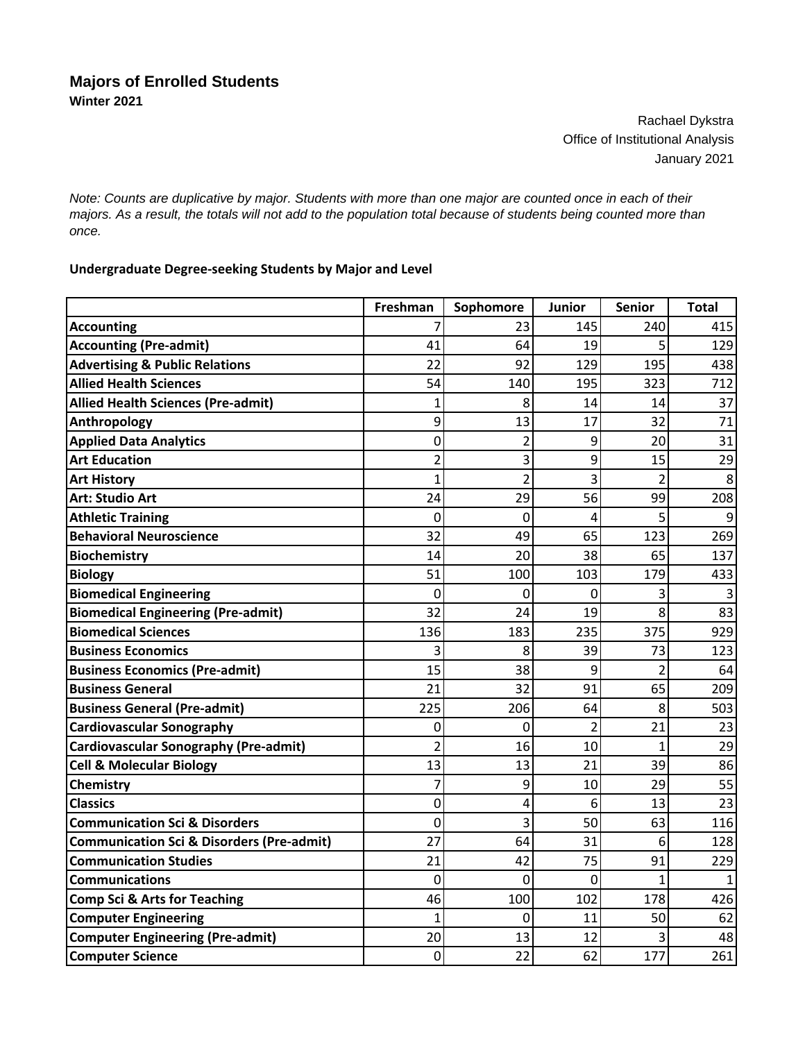# Majors of Enrolled Students

**Winter 2021**

Rachael Dykstra
Office of Institutional Analysis
January 2021

*Note: Counts are duplicative by major. Students with more than one major are counted once in each of their majors. As a result, the totals will not add to the population total because of students being counted more than once.*

### Undergraduate Degree-seeking Students by Major and Level

| | Freshman | Sophomore | Junior | Senior | Total |
|---|---|---|---|---|---|
| **Accounting** | 7 | 23 | 145 | 240 | 415 |
| **Accounting (Pre-admit)** | 41 | 64 | 19 | 5 | 129 |
| **Advertising & Public Relations** | 22 | 92 | 129 | 195 | 438 |
| **Allied Health Sciences** | 54 | 140 | 195 | 323 | 712 |
| **Allied Health Sciences (Pre-admit)** | 1 | 8 | 14 | 14 | 37 |
| **Anthropology** | 9 | 13 | 17 | 32 | 71 |
| **Applied Data Analytics** | 0 | 2 | 9 | 20 | 31 |
| **Art Education** | 2 | 3 | 9 | 15 | 29 |
| **Art History** | 1 | 2 | 3 | 2 | 8 |
| **Art: Studio Art** | 24 | 29 | 56 | 99 | 208 |
| **Athletic Training** | 0 | 0 | 4 | 5 | 9 |
| **Behavioral Neuroscience** | 32 | 49 | 65 | 123 | 269 |
| **Biochemistry** | 14 | 20 | 38 | 65 | 137 |
| **Biology** | 51 | 100 | 103 | 179 | 433 |
| **Biomedical Engineering** | 0 | 0 | 0 | 3 | 3 |
| **Biomedical Engineering (Pre-admit)** | 32 | 24 | 19 | 8 | 83 |
| **Biomedical Sciences** | 136 | 183 | 235 | 375 | 929 |
| **Business Economics** | 3 | 8 | 39 | 73 | 123 |
| **Business Economics (Pre-admit)** | 15 | 38 | 9 | 2 | 64 |
| **Business General** | 21 | 32 | 91 | 65 | 209 |
| **Business General (Pre-admit)** | 225 | 206 | 64 | 8 | 503 |
| **Cardiovascular Sonography** | 0 | 0 | 2 | 21 | 23 |
| **Cardiovascular Sonography (Pre-admit)** | 2 | 16 | 10 | 1 | 29 |
| **Cell & Molecular Biology** | 13 | 13 | 21 | 39 | 86 |
| **Chemistry** | 7 | 9 | 10 | 29 | 55 |
| **Classics** | 0 | 4 | 6 | 13 | 23 |
| **Communication Sci & Disorders** | 0 | 3 | 50 | 63 | 116 |
| **Communication Sci & Disorders (Pre-admit)** | 27 | 64 | 31 | 6 | 128 |
| **Communication Studies** | 21 | 42 | 75 | 91 | 229 |
| **Communications** | 0 | 0 | 0 | 1 | 1 |
| **Comp Sci & Arts for Teaching** | 46 | 100 | 102 | 178 | 426 |
| **Computer Engineering** | 1 | 0 | 11 | 50 | 62 |
| **Computer Engineering (Pre-admit)** | 20 | 13 | 12 | 3 | 48 |
| **Computer Science** | 0 | 22 | 62 | 177 | 261 |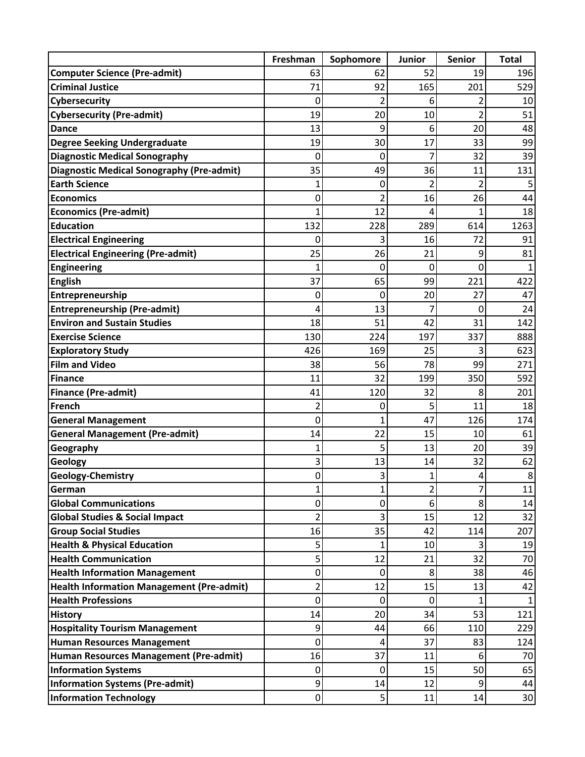| | Freshman | Sophomore | Junior | Senior | Total |
|---|---|---|---|---|---|
| **Computer Science (Pre-admit)** | 63 | 62 | 52 | 19 | 196 |
| **Criminal Justice** | 71 | 92 | 165 | 201 | 529 |
| **Cybersecurity** | 0 | 2 | 6 | 2 | 10 |
| **Cybersecurity (Pre-admit)** | 19 | 20 | 10 | 2 | 51 |
| **Dance** | 13 | 9 | 6 | 20 | 48 |
| **Degree Seeking Undergraduate** | 19 | 30 | 17 | 33 | 99 |
| **Diagnostic Medical Sonography** | 0 | 0 | 7 | 32 | 39 |
| **Diagnostic Medical Sonography (Pre-admit)** | 35 | 49 | 36 | 11 | 131 |
| **Earth Science** | 1 | 0 | 2 | 2 | 5 |
| **Economics** | 0 | 2 | 16 | 26 | 44 |
| **Economics (Pre-admit)** | 1 | 12 | 4 | 1 | 18 |
| **Education** | 132 | 228 | 289 | 614 | 1263 |
| **Electrical Engineering** | 0 | 3 | 16 | 72 | 91 |
| **Electrical Engineering (Pre-admit)** | 25 | 26 | 21 | 9 | 81 |
| **Engineering** | 1 | 0 | 0 | 0 | 1 |
| **English** | 37 | 65 | 99 | 221 | 422 |
| **Entrepreneurship** | 0 | 0 | 20 | 27 | 47 |
| **Entrepreneurship (Pre-admit)** | 4 | 13 | 7 | 0 | 24 |
| **Environ and Sustain Studies** | 18 | 51 | 42 | 31 | 142 |
| **Exercise Science** | 130 | 224 | 197 | 337 | 888 |
| **Exploratory Study** | 426 | 169 | 25 | 3 | 623 |
| **Film and Video** | 38 | 56 | 78 | 99 | 271 |
| **Finance** | 11 | 32 | 199 | 350 | 592 |
| **Finance (Pre-admit)** | 41 | 120 | 32 | 8 | 201 |
| **French** | 2 | 0 | 5 | 11 | 18 |
| **General Management** | 0 | 1 | 47 | 126 | 174 |
| **General Management (Pre-admit)** | 14 | 22 | 15 | 10 | 61 |
| **Geography** | 1 | 5 | 13 | 20 | 39 |
| **Geology** | 3 | 13 | 14 | 32 | 62 |
| **Geology-Chemistry** | 0 | 3 | 1 | 4 | 8 |
| **German** | 1 | 1 | 2 | 7 | 11 |
| **Global Communications** | 0 | 0 | 6 | 8 | 14 |
| **Global Studies & Social Impact** | 2 | 3 | 15 | 12 | 32 |
| **Group Social Studies** | 16 | 35 | 42 | 114 | 207 |
| **Health & Physical Education** | 5 | 1 | 10 | 3 | 19 |
| **Health Communication** | 5 | 12 | 21 | 32 | 70 |
| **Health Information Management** | 0 | 0 | 8 | 38 | 46 |
| **Health Information Management (Pre-admit)** | 2 | 12 | 15 | 13 | 42 |
| **Health Professions** | 0 | 0 | 0 | 1 | 1 |
| **History** | 14 | 20 | 34 | 53 | 121 |
| **Hospitality Tourism Management** | 9 | 44 | 66 | 110 | 229 |
| **Human Resources Management** | 0 | 4 | 37 | 83 | 124 |
| **Human Resources Management (Pre-admit)** | 16 | 37 | 11 | 6 | 70 |
| **Information Systems** | 0 | 0 | 15 | 50 | 65 |
| **Information Systems (Pre-admit)** | 9 | 14 | 12 | 9 | 44 |
| **Information Technology** | 0 | 5 | 11 | 14 | 30 |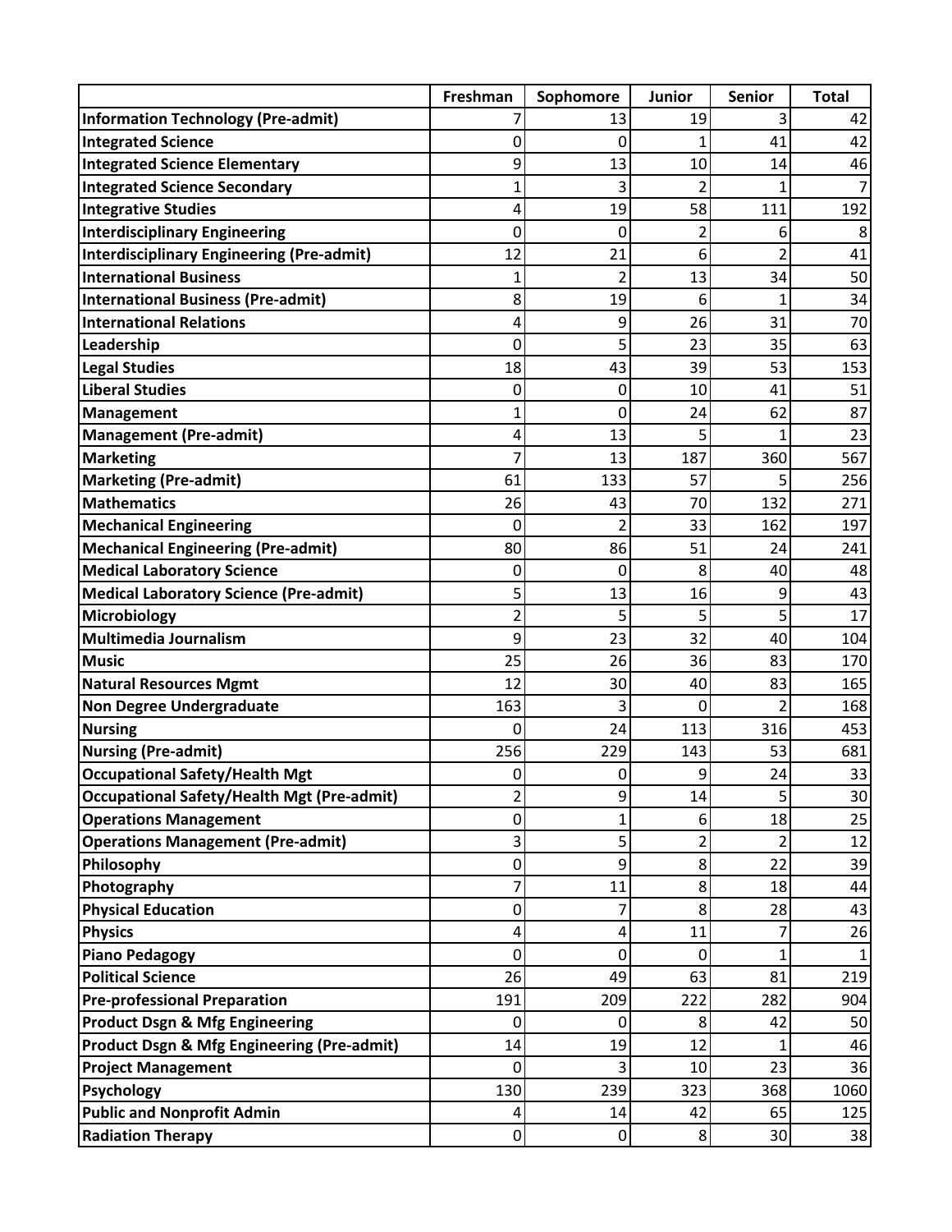| | Freshman | Sophomore | Junior | Senior | Total |
|---|---|---|---|---|---|
| **Information Technology (Pre-admit)** | 7 | 13 | 19 | 3 | 42 |
| **Integrated Science** | 0 | 0 | 1 | 41 | 42 |
| **Integrated Science Elementary** | 9 | 13 | 10 | 14 | 46 |
| **Integrated Science Secondary** | 1 | 3 | 2 | 1 | 7 |
| **Integrative Studies** | 4 | 19 | 58 | 111 | 192 |
| **Interdisciplinary Engineering** | 0 | 0 | 2 | 6 | 8 |
| **Interdisciplinary Engineering (Pre-admit)** | 12 | 21 | 6 | 2 | 41 |
| **International Business** | 1 | 2 | 13 | 34 | 50 |
| **International Business (Pre-admit)** | 8 | 19 | 6 | 1 | 34 |
| **International Relations** | 4 | 9 | 26 | 31 | 70 |
| **Leadership** | 0 | 5 | 23 | 35 | 63 |
| **Legal Studies** | 18 | 43 | 39 | 53 | 153 |
| **Liberal Studies** | 0 | 0 | 10 | 41 | 51 |
| **Management** | 1 | 0 | 24 | 62 | 87 |
| **Management (Pre-admit)** | 4 | 13 | 5 | 1 | 23 |
| **Marketing** | 7 | 13 | 187 | 360 | 567 |
| **Marketing (Pre-admit)** | 61 | 133 | 57 | 5 | 256 |
| **Mathematics** | 26 | 43 | 70 | 132 | 271 |
| **Mechanical Engineering** | 0 | 2 | 33 | 162 | 197 |
| **Mechanical Engineering (Pre-admit)** | 80 | 86 | 51 | 24 | 241 |
| **Medical Laboratory Science** | 0 | 0 | 8 | 40 | 48 |
| **Medical Laboratory Science (Pre-admit)** | 5 | 13 | 16 | 9 | 43 |
| **Microbiology** | 2 | 5 | 5 | 5 | 17 |
| **Multimedia Journalism** | 9 | 23 | 32 | 40 | 104 |
| **Music** | 25 | 26 | 36 | 83 | 170 |
| **Natural Resources Mgmt** | 12 | 30 | 40 | 83 | 165 |
| **Non Degree Undergraduate** | 163 | 3 | 0 | 2 | 168 |
| **Nursing** | 0 | 24 | 113 | 316 | 453 |
| **Nursing (Pre-admit)** | 256 | 229 | 143 | 53 | 681 |
| **Occupational Safety/Health Mgt** | 0 | 0 | 9 | 24 | 33 |
| **Occupational Safety/Health Mgt (Pre-admit)** | 2 | 9 | 14 | 5 | 30 |
| **Operations Management** | 0 | 1 | 6 | 18 | 25 |
| **Operations Management (Pre-admit)** | 3 | 5 | 2 | 2 | 12 |
| **Philosophy** | 0 | 9 | 8 | 22 | 39 |
| **Photography** | 7 | 11 | 8 | 18 | 44 |
| **Physical Education** | 0 | 7 | 8 | 28 | 43 |
| **Physics** | 4 | 4 | 11 | 7 | 26 |
| **Piano Pedagogy** | 0 | 0 | 0 | 1 | 1 |
| **Political Science** | 26 | 49 | 63 | 81 | 219 |
| **Pre-professional Preparation** | 191 | 209 | 222 | 282 | 904 |
| **Product Dsgn & Mfg Engineering** | 0 | 0 | 8 | 42 | 50 |
| **Product Dsgn & Mfg Engineering (Pre-admit)** | 14 | 19 | 12 | 1 | 46 |
| **Project Management** | 0 | 3 | 10 | 23 | 36 |
| **Psychology** | 130 | 239 | 323 | 368 | 1060 |
| **Public and Nonprofit Admin** | 4 | 14 | 42 | 65 | 125 |
| **Radiation Therapy** | 0 | 0 | 8 | 30 | 38 |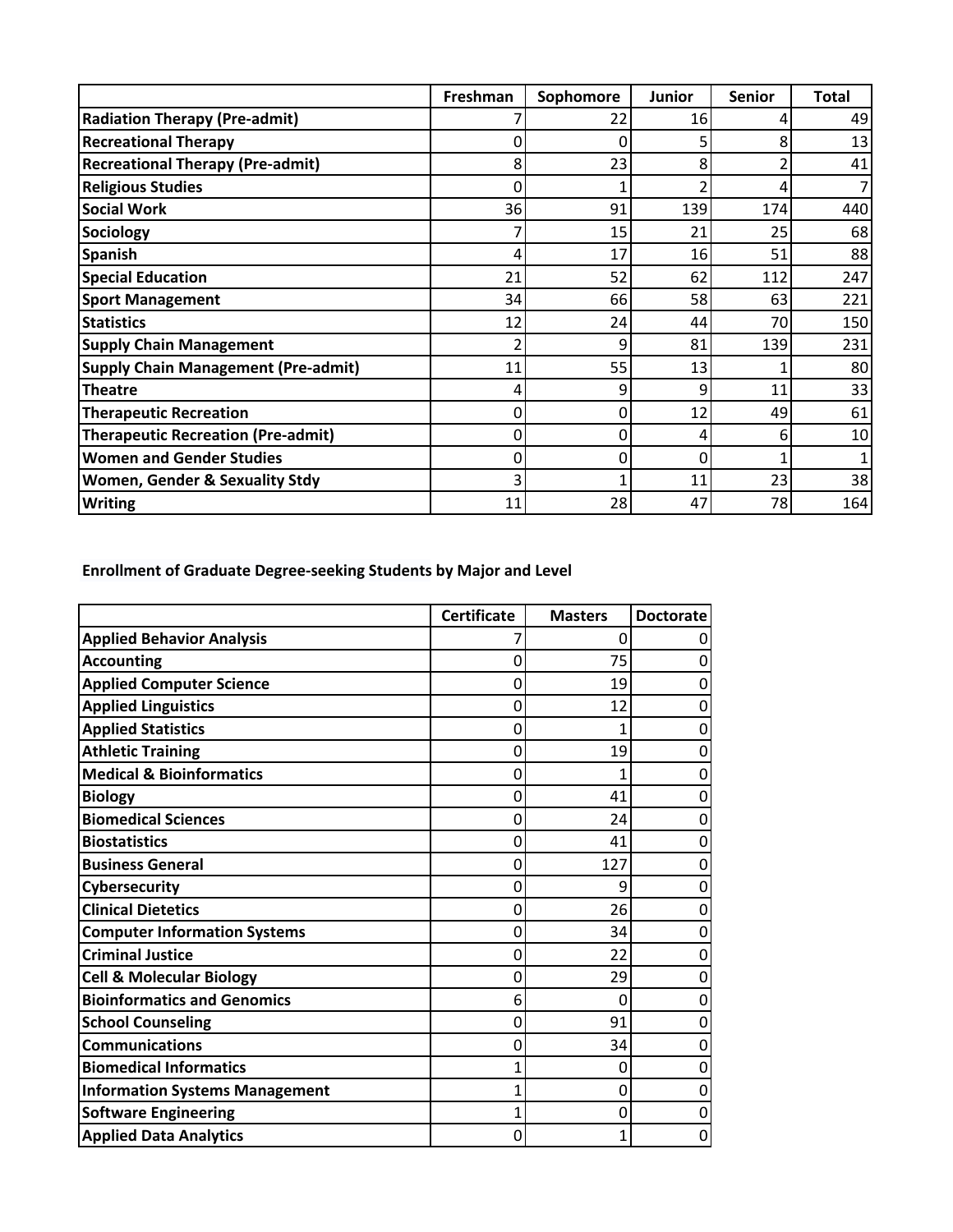| | Freshman | Sophomore | Junior | Senior | Total |
|---|---|---|---|---|---|
| **Radiation Therapy (Pre-admit)** | 7 | 22 | 16 | 4 | 49 |
| **Recreational Therapy** | 0 | 0 | 5 | 8 | 13 |
| **Recreational Therapy (Pre-admit)** | 8 | 23 | 8 | 2 | 41 |
| **Religious Studies** | 0 | 1 | 2 | 4 | 7 |
| **Social Work** | 36 | 91 | 139 | 174 | 440 |
| **Sociology** | 7 | 15 | 21 | 25 | 68 |
| **Spanish** | 4 | 17 | 16 | 51 | 88 |
| **Special Education** | 21 | 52 | 62 | 112 | 247 |
| **Sport Management** | 34 | 66 | 58 | 63 | 221 |
| **Statistics** | 12 | 24 | 44 | 70 | 150 |
| **Supply Chain Management** | 2 | 9 | 81 | 139 | 231 |
| **Supply Chain Management (Pre-admit)** | 11 | 55 | 13 | 1 | 80 |
| **Theatre** | 4 | 9 | 9 | 11 | 33 |
| **Therapeutic Recreation** | 0 | 0 | 12 | 49 | 61 |
| **Therapeutic Recreation (Pre-admit)** | 0 | 0 | 4 | 6 | 10 |
| **Women and Gender Studies** | 0 | 0 | 0 | 1 | 1 |
| **Women, Gender & Sexuality Stdy** | 3 | 1 | 11 | 23 | 38 |
| **Writing** | 11 | 28 | 47 | 78 | 164 |

**Enrollment of Graduate Degree-seeking Students by Major and Level**

| | Certificate | Masters | Doctorate |
|---|---|---|---|
| **Applied Behavior Analysis** | 7 | 0 | 0 |
| **Accounting** | 0 | 75 | 0 |
| **Applied Computer Science** | 0 | 19 | 0 |
| **Applied Linguistics** | 0 | 12 | 0 |
| **Applied Statistics** | 0 | 1 | 0 |
| **Athletic Training** | 0 | 19 | 0 |
| **Medical & Bioinformatics** | 0 | 1 | 0 |
| **Biology** | 0 | 41 | 0 |
| **Biomedical Sciences** | 0 | 24 | 0 |
| **Biostatistics** | 0 | 41 | 0 |
| **Business General** | 0 | 127 | 0 |
| **Cybersecurity** | 0 | 9 | 0 |
| **Clinical Dietetics** | 0 | 26 | 0 |
| **Computer Information Systems** | 0 | 34 | 0 |
| **Criminal Justice** | 0 | 22 | 0 |
| **Cell & Molecular Biology** | 0 | 29 | 0 |
| **Bioinformatics and Genomics** | 6 | 0 | 0 |
| **School Counseling** | 0 | 91 | 0 |
| **Communications** | 0 | 34 | 0 |
| **Biomedical Informatics** | 1 | 0 | 0 |
| **Information Systems Management** | 1 | 0 | 0 |
| **Software Engineering** | 1 | 0 | 0 |
| **Applied Data Analytics** | 0 | 1 | 0 |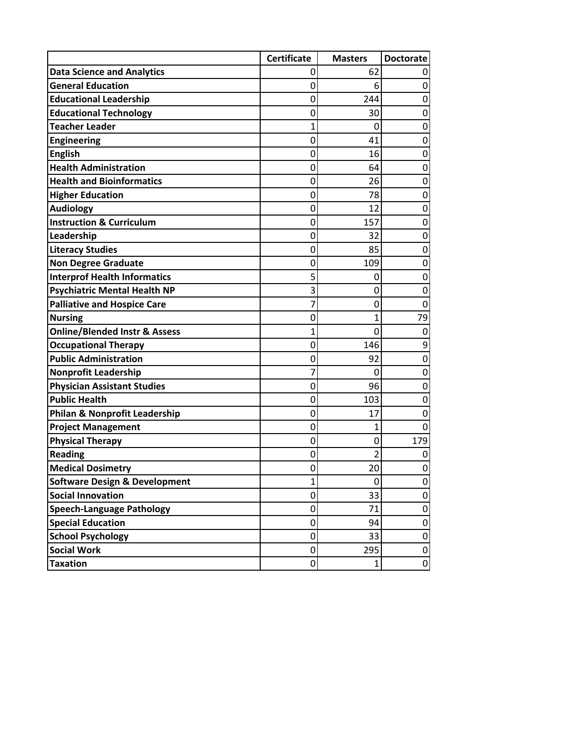| | Certificate | Masters | Doctorate |
|---|---|---|---|
| **Data Science and Analytics** | 0 | 62 | 0 |
| **General Education** | 0 | 6 | 0 |
| **Educational Leadership** | 0 | 244 | 0 |
| **Educational Technology** | 0 | 30 | 0 |
| **Teacher Leader** | 1 | 0 | 0 |
| **Engineering** | 0 | 41 | 0 |
| **English** | 0 | 16 | 0 |
| **Health Administration** | 0 | 64 | 0 |
| **Health and Bioinformatics** | 0 | 26 | 0 |
| **Higher Education** | 0 | 78 | 0 |
| **Audiology** | 0 | 12 | 0 |
| **Instruction & Curriculum** | 0 | 157 | 0 |
| **Leadership** | 0 | 32 | 0 |
| **Literacy Studies** | 0 | 85 | 0 |
| **Non Degree Graduate** | 0 | 109 | 0 |
| **Interprof Health Informatics** | 5 | 0 | 0 |
| **Psychiatric Mental Health NP** | 3 | 0 | 0 |
| **Palliative and Hospice Care** | 7 | 0 | 0 |
| **Nursing** | 0 | 1 | 79 |
| **Online/Blended Instr & Assess** | 1 | 0 | 0 |
| **Occupational Therapy** | 0 | 146 | 9 |
| **Public Administration** | 0 | 92 | 0 |
| **Nonprofit Leadership** | 7 | 0 | 0 |
| **Physician Assistant Studies** | 0 | 96 | 0 |
| **Public Health** | 0 | 103 | 0 |
| **Philan & Nonprofit Leadership** | 0 | 17 | 0 |
| **Project Management** | 0 | 1 | 0 |
| **Physical Therapy** | 0 | 0 | 179 |
| **Reading** | 0 | 2 | 0 |
| **Medical Dosimetry** | 0 | 20 | 0 |
| **Software Design & Development** | 1 | 0 | 0 |
| **Social Innovation** | 0 | 33 | 0 |
| **Speech-Language Pathology** | 0 | 71 | 0 |
| **Special Education** | 0 | 94 | 0 |
| **School Psychology** | 0 | 33 | 0 |
| **Social Work** | 0 | 295 | 0 |
| **Taxation** | 0 | 1 | 0 |